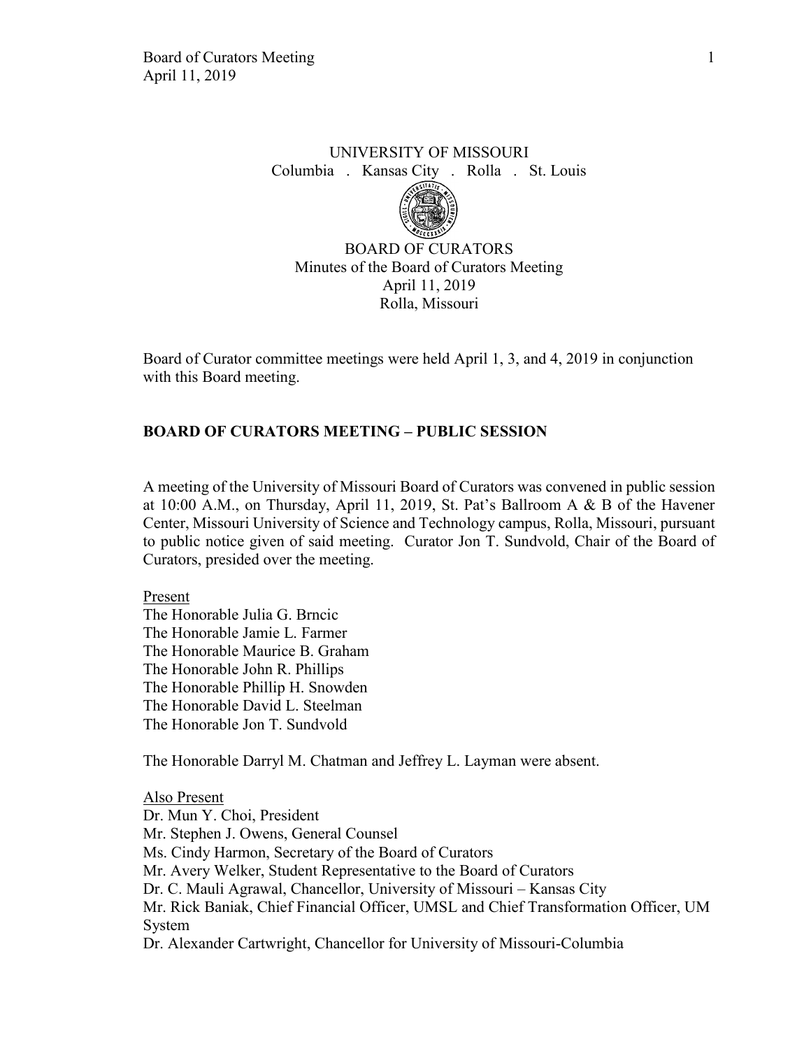UNIVERSITY OF MISSOURI
Columbia . Kansas City . Rolla . St. Louis

BOARD OF CURATORS
Minutes of the Board of Curators Meeting
April 11, 2019
Rolla, Missouri

Board of Curator committee meetings were held April 1, 3, and 4, 2019 in conjunction with this Board meeting.

## BOARD OF CURATORS MEETING – PUBLIC SESSION

A meeting of the University of Missouri Board of Curators was convened in public session at 10:00 A.M., on Thursday, April 11, 2019, St. Pat's Ballroom A & B of the Havener Center, Missouri University of Science and Technology campus, Rolla, Missouri, pursuant to public notice given of said meeting. Curator Jon T. Sundvold, Chair of the Board of Curators, presided over the meeting.

Present
The Honorable Julia G. Brncic
The Honorable Jamie L. Farmer
The Honorable Maurice B. Graham
The Honorable John R. Phillips
The Honorable Phillip H. Snowden
The Honorable David L. Steelman
The Honorable Jon T. Sundvold

The Honorable Darryl M. Chatman and Jeffrey L. Layman were absent.

Also Present
Dr. Mun Y. Choi, President
Mr. Stephen J. Owens, General Counsel
Ms. Cindy Harmon, Secretary of the Board of Curators
Mr. Avery Welker, Student Representative to the Board of Curators
Dr. C. Mauli Agrawal, Chancellor, University of Missouri – Kansas City
Mr. Rick Baniak, Chief Financial Officer, UMSL and Chief Transformation Officer, UM System
Dr. Alexander Cartwright, Chancellor for University of Missouri-Columbia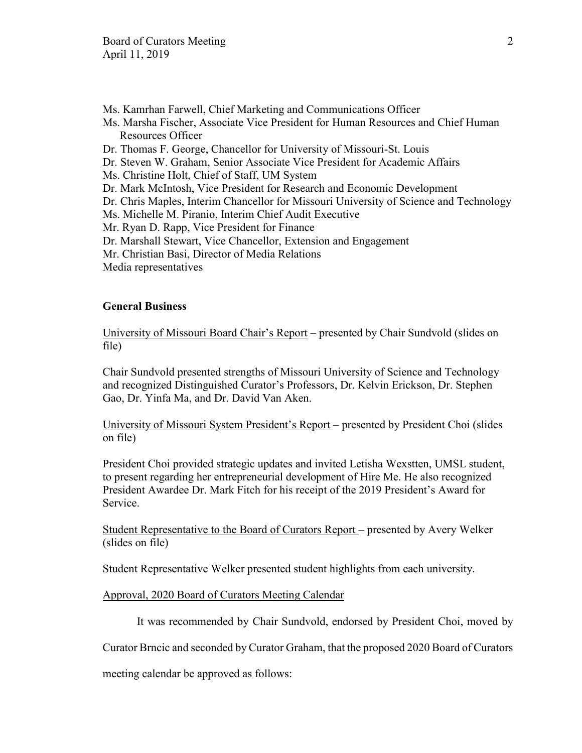Ms. Kamrhan Farwell, Chief Marketing and Communications Officer
Ms. Marsha Fischer, Associate Vice President for Human Resources and Chief Human Resources Officer
Dr. Thomas F. George, Chancellor for University of Missouri-St. Louis
Dr. Steven W. Graham, Senior Associate Vice President for Academic Affairs
Ms. Christine Holt, Chief of Staff, UM System
Dr. Mark McIntosh, Vice President for Research and Economic Development
Dr. Chris Maples, Interim Chancellor for Missouri University of Science and Technology
Ms. Michelle M. Piranio, Interim Chief Audit Executive
Mr. Ryan D. Rapp, Vice President for Finance
Dr. Marshall Stewart, Vice Chancellor, Extension and Engagement
Mr. Christian Basi, Director of Media Relations
Media representatives

**General Business**

University of Missouri Board Chair's Report – presented by Chair Sundvold (slides on file)

Chair Sundvold presented strengths of Missouri University of Science and Technology and recognized Distinguished Curator's Professors, Dr. Kelvin Erickson, Dr. Stephen Gao, Dr. Yinfa Ma, and Dr. David Van Aken.

University of Missouri System President's Report – presented by President Choi (slides on file)

President Choi provided strategic updates and invited Letisha Wexstten, UMSL student, to present regarding her entrepreneurial development of Hire Me. He also recognized President Awardee Dr. Mark Fitch for his receipt of the 2019 President's Award for Service.

Student Representative to the Board of Curators Report – presented by Avery Welker (slides on file)

Student Representative Welker presented student highlights from each university.

Approval, 2020 Board of Curators Meeting Calendar

It was recommended by Chair Sundvold, endorsed by President Choi, moved by Curator Brncic and seconded by Curator Graham, that the proposed 2020 Board of Curators meeting calendar be approved as follows: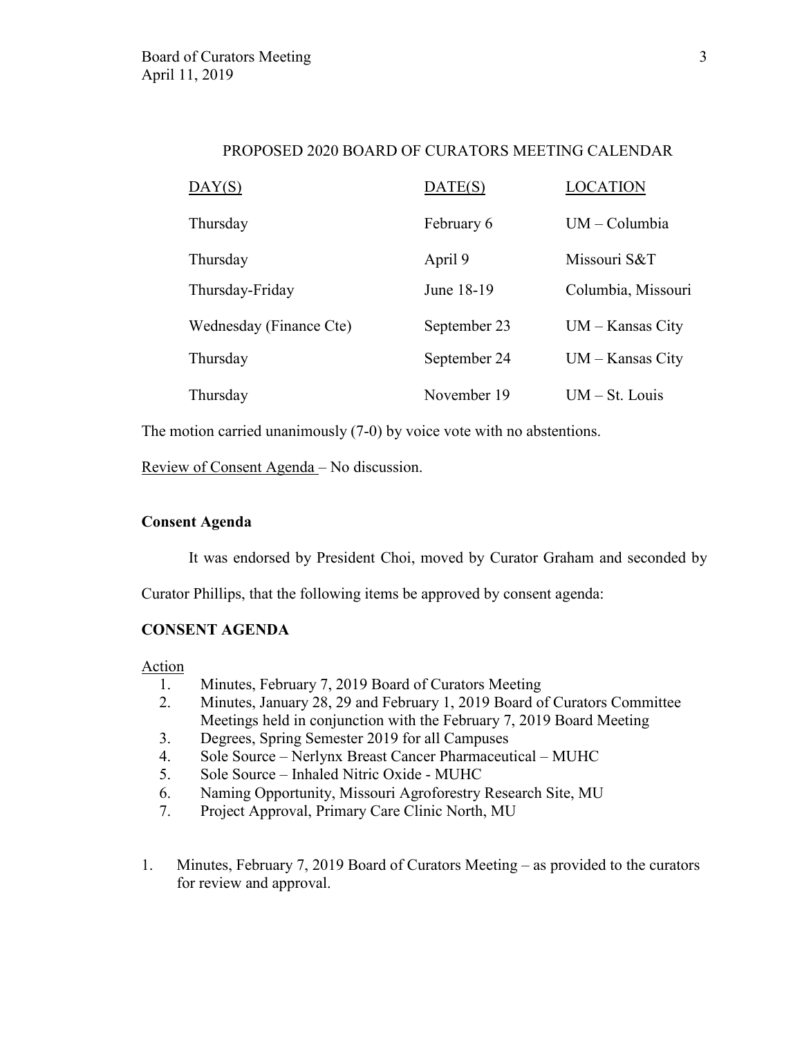PROPOSED 2020 BOARD OF CURATORS MEETING CALENDAR

| DAY(S) | DATE(S) | LOCATION |
|---|---|---|
| Thursday | February 6 | UM – Columbia |
| Thursday | April 9 | Missouri S&T |
| Thursday-Friday | June 18-19 | Columbia, Missouri |
| Wednesday (Finance Cte) | September 23 | UM – Kansas City |
| Thursday | September 24 | UM – Kansas City |
| Thursday | November 19 | UM – St. Louis |

The motion carried unanimously (7-0) by voice vote with no abstentions.

Review of Consent Agenda – No discussion.

**Consent Agenda**

It was endorsed by President Choi, moved by Curator Graham and seconded by Curator Phillips, that the following items be approved by consent agenda:

**CONSENT AGENDA**

Action

1. Minutes, February 7, 2019 Board of Curators Meeting
2. Minutes, January 28, 29 and February 1, 2019 Board of Curators Committee Meetings held in conjunction with the February 7, 2019 Board Meeting
3. Degrees, Spring Semester 2019 for all Campuses
4. Sole Source – Nerlynx Breast Cancer Pharmaceutical – MUHC
5. Sole Source – Inhaled Nitric Oxide - MUHC
6. Naming Opportunity, Missouri Agroforestry Research Site, MU
7. Project Approval, Primary Care Clinic North, MU

1. Minutes, February 7, 2019 Board of Curators Meeting – as provided to the curators for review and approval.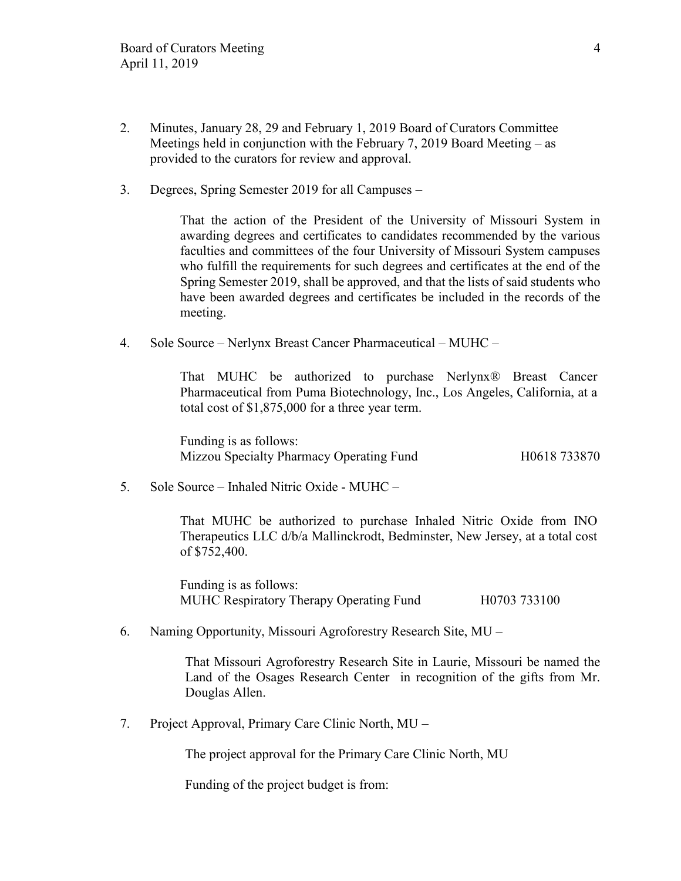2. Minutes, January 28, 29 and February 1, 2019 Board of Curators Committee Meetings held in conjunction with the February 7, 2019 Board Meeting – as provided to the curators for review and approval.

3. Degrees, Spring Semester 2019 for all Campuses –

   That the action of the President of the University of Missouri System in awarding degrees and certificates to candidates recommended by the various faculties and committees of the four University of Missouri System campuses who fulfill the requirements for such degrees and certificates at the end of the Spring Semester 2019, shall be approved, and that the lists of said students who have been awarded degrees and certificates be included in the records of the meeting.

4. Sole Source – Nerlynx Breast Cancer Pharmaceutical – MUHC –

   That MUHC be authorized to purchase Nerlynx® Breast Cancer Pharmaceutical from Puma Biotechnology, Inc., Los Angeles, California, at a total cost of $1,875,000 for a three year term.

   Funding is as follows:
   Mizzou Specialty Pharmacy Operating Fund H0618 733870

5. Sole Source – Inhaled Nitric Oxide - MUHC –

   That MUHC be authorized to purchase Inhaled Nitric Oxide from INO Therapeutics LLC d/b/a Mallinckrodt, Bedminster, New Jersey, at a total cost of $752,400.

   Funding is as follows:
   MUHC Respiratory Therapy Operating Fund H0703 733100

6. Naming Opportunity, Missouri Agroforestry Research Site, MU –

   That Missouri Agroforestry Research Site in Laurie, Missouri be named the Land of the Osages Research Center in recognition of the gifts from Mr. Douglas Allen.

7. Project Approval, Primary Care Clinic North, MU –

   The project approval for the Primary Care Clinic North, MU

   Funding of the project budget is from: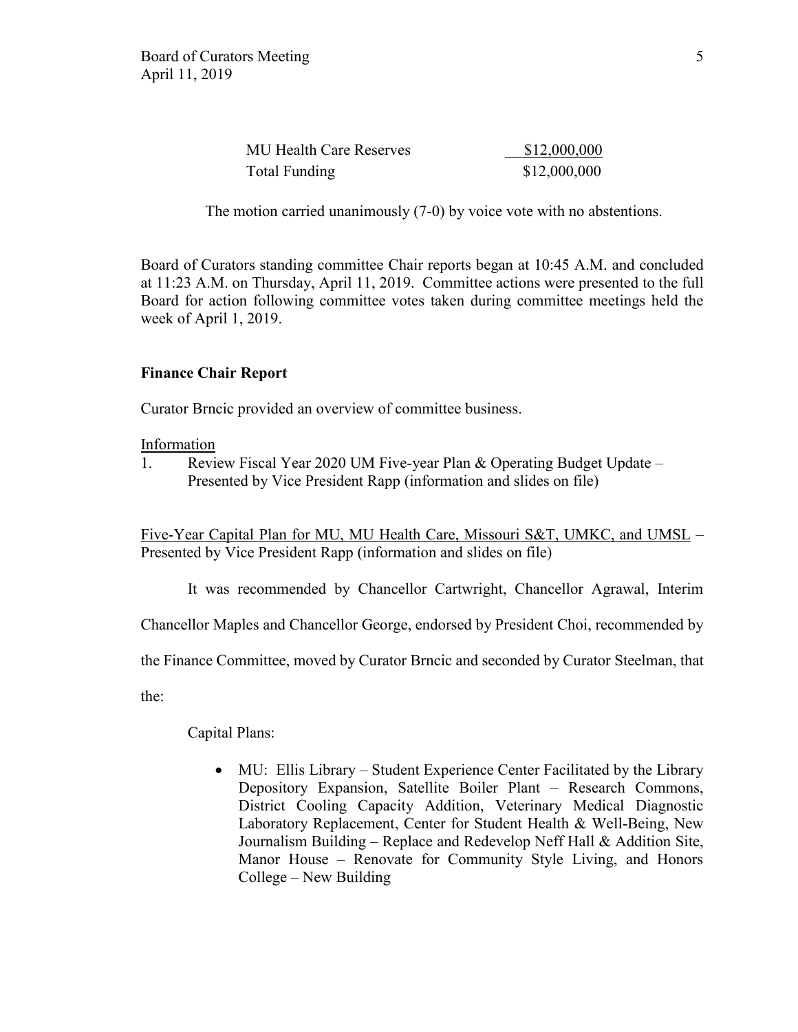| | |
|---|---|
| MU Health Care Reserves | $12,000,000 |
| Total Funding | $12,000,000 |

The motion carried unanimously (7-0) by voice vote with no abstentions.

Board of Curators standing committee Chair reports began at 10:45 A.M. and concluded at 11:23 A.M. on Thursday, April 11, 2019. Committee actions were presented to the full Board for action following committee votes taken during committee meetings held the week of April 1, 2019.

**Finance Chair Report**

Curator Brncic provided an overview of committee business.

Information

1. Review Fiscal Year 2020 UM Five-year Plan & Operating Budget Update – Presented by Vice President Rapp (information and slides on file)

Five-Year Capital Plan for MU, MU Health Care, Missouri S&T, UMKC, and UMSL – Presented by Vice President Rapp (information and slides on file)

It was recommended by Chancellor Cartwright, Chancellor Agrawal, Interim Chancellor Maples and Chancellor George, endorsed by President Choi, recommended by the Finance Committee, moved by Curator Brncic and seconded by Curator Steelman, that the:

Capital Plans:

- MU: Ellis Library – Student Experience Center Facilitated by the Library Depository Expansion, Satellite Boiler Plant – Research Commons, District Cooling Capacity Addition, Veterinary Medical Diagnostic Laboratory Replacement, Center for Student Health & Well-Being, New Journalism Building – Replace and Redevelop Neff Hall & Addition Site, Manor House – Renovate for Community Style Living, and Honors College – New Building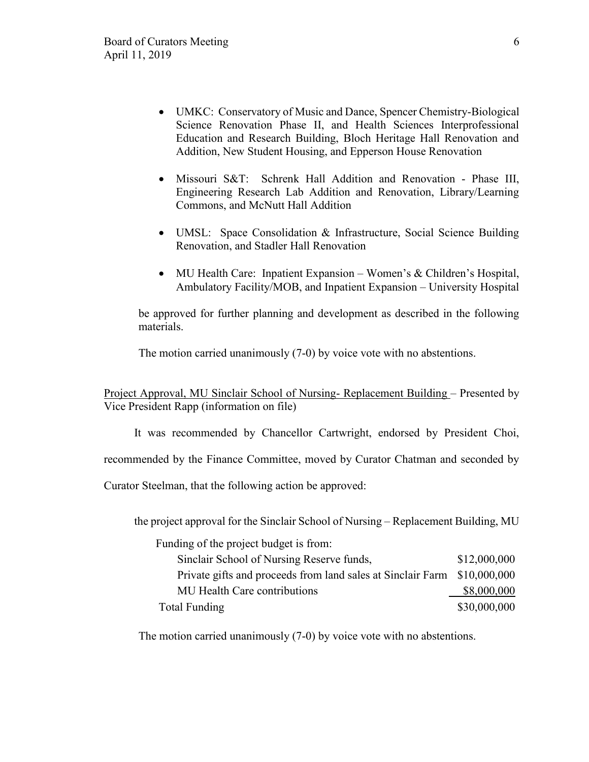- UMKC: Conservatory of Music and Dance, Spencer Chemistry-Biological Science Renovation Phase II, and Health Sciences Interprofessional Education and Research Building, Bloch Heritage Hall Renovation and Addition, New Student Housing, and Epperson House Renovation

- Missouri S&T: Schrenk Hall Addition and Renovation - Phase III, Engineering Research Lab Addition and Renovation, Library/Learning Commons, and McNutt Hall Addition

- UMSL: Space Consolidation & Infrastructure, Social Science Building Renovation, and Stadler Hall Renovation

- MU Health Care: Inpatient Expansion – Women's & Children's Hospital, Ambulatory Facility/MOB, and Inpatient Expansion – University Hospital

be approved for further planning and development as described in the following materials.

The motion carried unanimously (7-0) by voice vote with no abstentions.

Project Approval, MU Sinclair School of Nursing- Replacement Building – Presented by Vice President Rapp (information on file)

It was recommended by Chancellor Cartwright, endorsed by President Choi, recommended by the Finance Committee, moved by Curator Chatman and seconded by Curator Steelman, that the following action be approved:

the project approval for the Sinclair School of Nursing – Replacement Building, MU

| Funding of the project budget is from: | |
|---|---|
| Sinclair School of Nursing Reserve funds, | \$12,000,000 |
| Private gifts and proceeds from land sales at Sinclair Farm | \$10,000,000 |
| MU Health Care contributions | \$8,000,000 |
| Total Funding | \$30,000,000 |

The motion carried unanimously (7-0) by voice vote with no abstentions.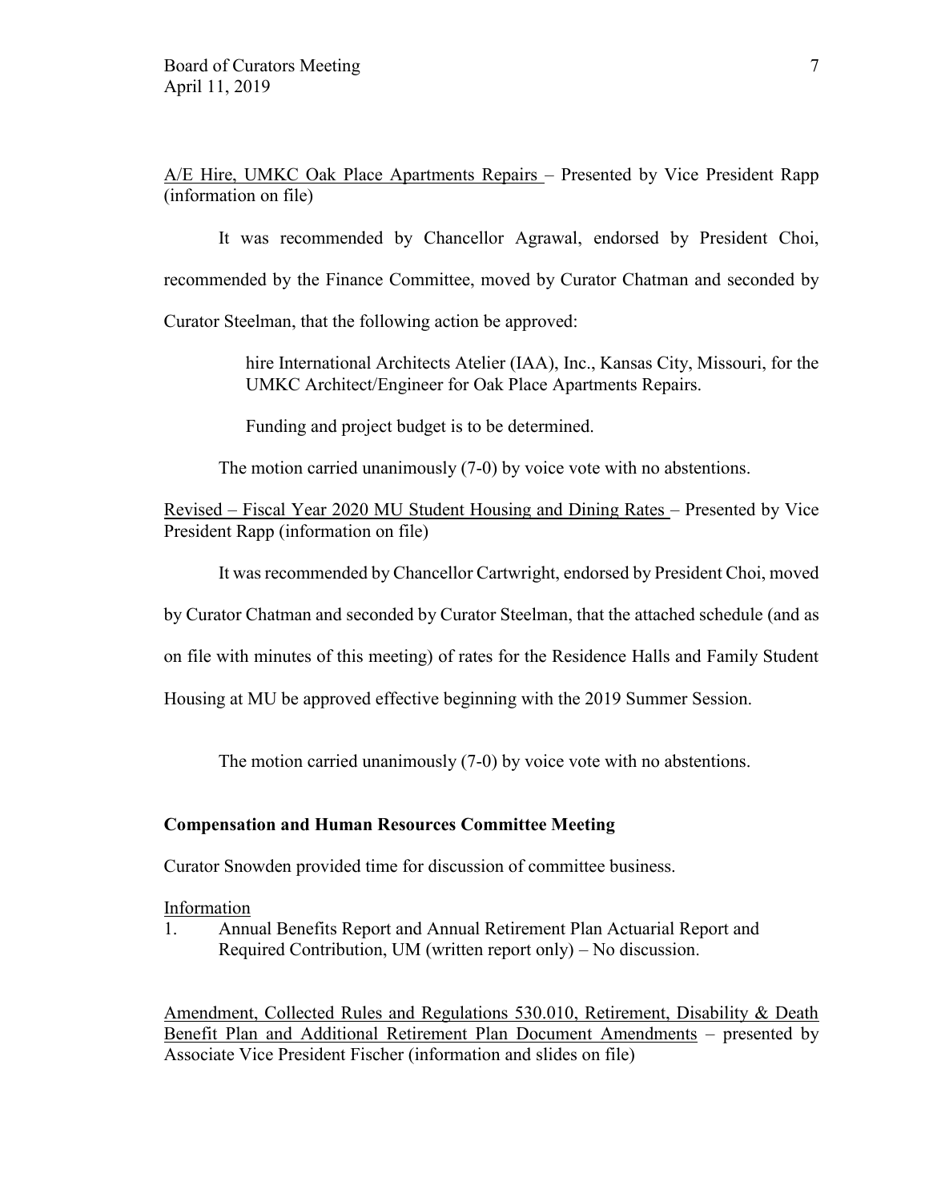A/E Hire, UMKC Oak Place Apartments Repairs – Presented by Vice President Rapp (information on file)

It was recommended by Chancellor Agrawal, endorsed by President Choi, recommended by the Finance Committee, moved by Curator Chatman and seconded by Curator Steelman, that the following action be approved:

> hire International Architects Atelier (IAA), Inc., Kansas City, Missouri, for the UMKC Architect/Engineer for Oak Place Apartments Repairs.
>
> Funding and project budget is to be determined.

The motion carried unanimously (7-0) by voice vote with no abstentions.

Revised – Fiscal Year 2020 MU Student Housing and Dining Rates – Presented by Vice President Rapp (information on file)

It was recommended by Chancellor Cartwright, endorsed by President Choi, moved by Curator Chatman and seconded by Curator Steelman, that the attached schedule (and as on file with minutes of this meeting) of rates for the Residence Halls and Family Student Housing at MU be approved effective beginning with the 2019 Summer Session.

The motion carried unanimously (7-0) by voice vote with no abstentions.

**Compensation and Human Resources Committee Meeting**

Curator Snowden provided time for discussion of committee business.

Information

1. Annual Benefits Report and Annual Retirement Plan Actuarial Report and Required Contribution, UM (written report only) – No discussion.

Amendment, Collected Rules and Regulations 530.010, Retirement, Disability & Death Benefit Plan and Additional Retirement Plan Document Amendments – presented by Associate Vice President Fischer (information and slides on file)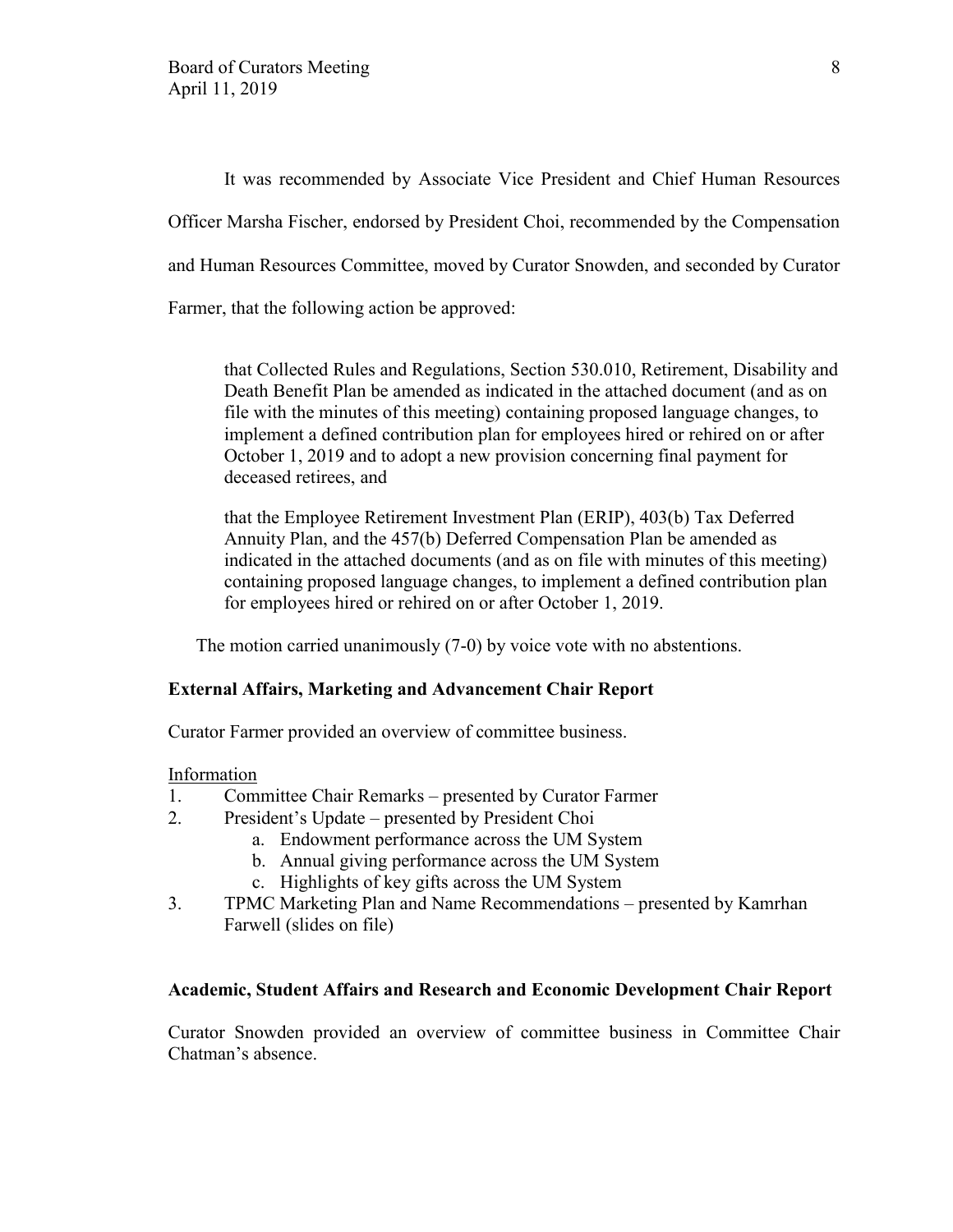It was recommended by Associate Vice President and Chief Human Resources Officer Marsha Fischer, endorsed by President Choi, recommended by the Compensation and Human Resources Committee, moved by Curator Snowden, and seconded by Curator Farmer, that the following action be approved:

> that Collected Rules and Regulations, Section 530.010, Retirement, Disability and Death Benefit Plan be amended as indicated in the attached document (and as on file with the minutes of this meeting) containing proposed language changes, to implement a defined contribution plan for employees hired or rehired on or after October 1, 2019 and to adopt a new provision concerning final payment for deceased retirees, and
>
> that the Employee Retirement Investment Plan (ERIP), 403(b) Tax Deferred Annuity Plan, and the 457(b) Deferred Compensation Plan be amended as indicated in the attached documents (and as on file with minutes of this meeting) containing proposed language changes, to implement a defined contribution plan for employees hired or rehired on or after October 1, 2019.

The motion carried unanimously (7-0) by voice vote with no abstentions.

**External Affairs, Marketing and Advancement Chair Report**

Curator Farmer provided an overview of committee business.

Information

1. Committee Chair Remarks – presented by Curator Farmer
2. President's Update – presented by President Choi
    a. Endowment performance across the UM System
    b. Annual giving performance across the UM System
    c. Highlights of key gifts across the UM System
3. TPMC Marketing Plan and Name Recommendations – presented by Kamrhan Farwell (slides on file)

**Academic, Student Affairs and Research and Economic Development Chair Report**

Curator Snowden provided an overview of committee business in Committee Chair Chatman's absence.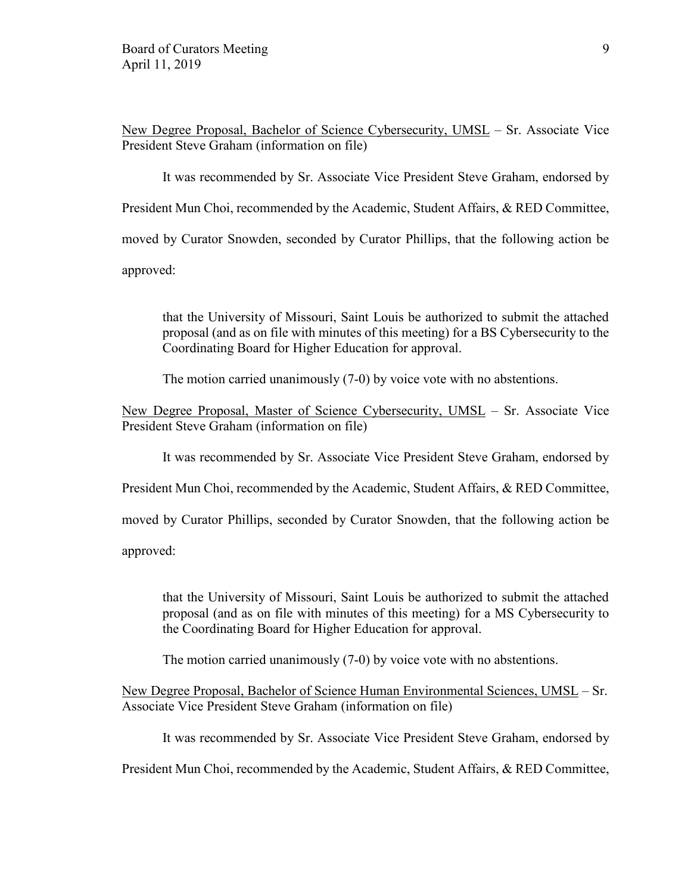New Degree Proposal, Bachelor of Science Cybersecurity, UMSL – Sr. Associate Vice President Steve Graham (information on file)

It was recommended by Sr. Associate Vice President Steve Graham, endorsed by President Mun Choi, recommended by the Academic, Student Affairs, & RED Committee, moved by Curator Snowden, seconded by Curator Phillips, that the following action be approved:

> that the University of Missouri, Saint Louis be authorized to submit the attached proposal (and as on file with minutes of this meeting) for a BS Cybersecurity to the Coordinating Board for Higher Education for approval.

The motion carried unanimously (7-0) by voice vote with no abstentions.

New Degree Proposal, Master of Science Cybersecurity, UMSL – Sr. Associate Vice President Steve Graham (information on file)

It was recommended by Sr. Associate Vice President Steve Graham, endorsed by President Mun Choi, recommended by the Academic, Student Affairs, & RED Committee, moved by Curator Phillips, seconded by Curator Snowden, that the following action be approved:

> that the University of Missouri, Saint Louis be authorized to submit the attached proposal (and as on file with minutes of this meeting) for a MS Cybersecurity to the Coordinating Board for Higher Education for approval.

The motion carried unanimously (7-0) by voice vote with no abstentions.

New Degree Proposal, Bachelor of Science Human Environmental Sciences, UMSL – Sr. Associate Vice President Steve Graham (information on file)

It was recommended by Sr. Associate Vice President Steve Graham, endorsed by President Mun Choi, recommended by the Academic, Student Affairs, & RED Committee,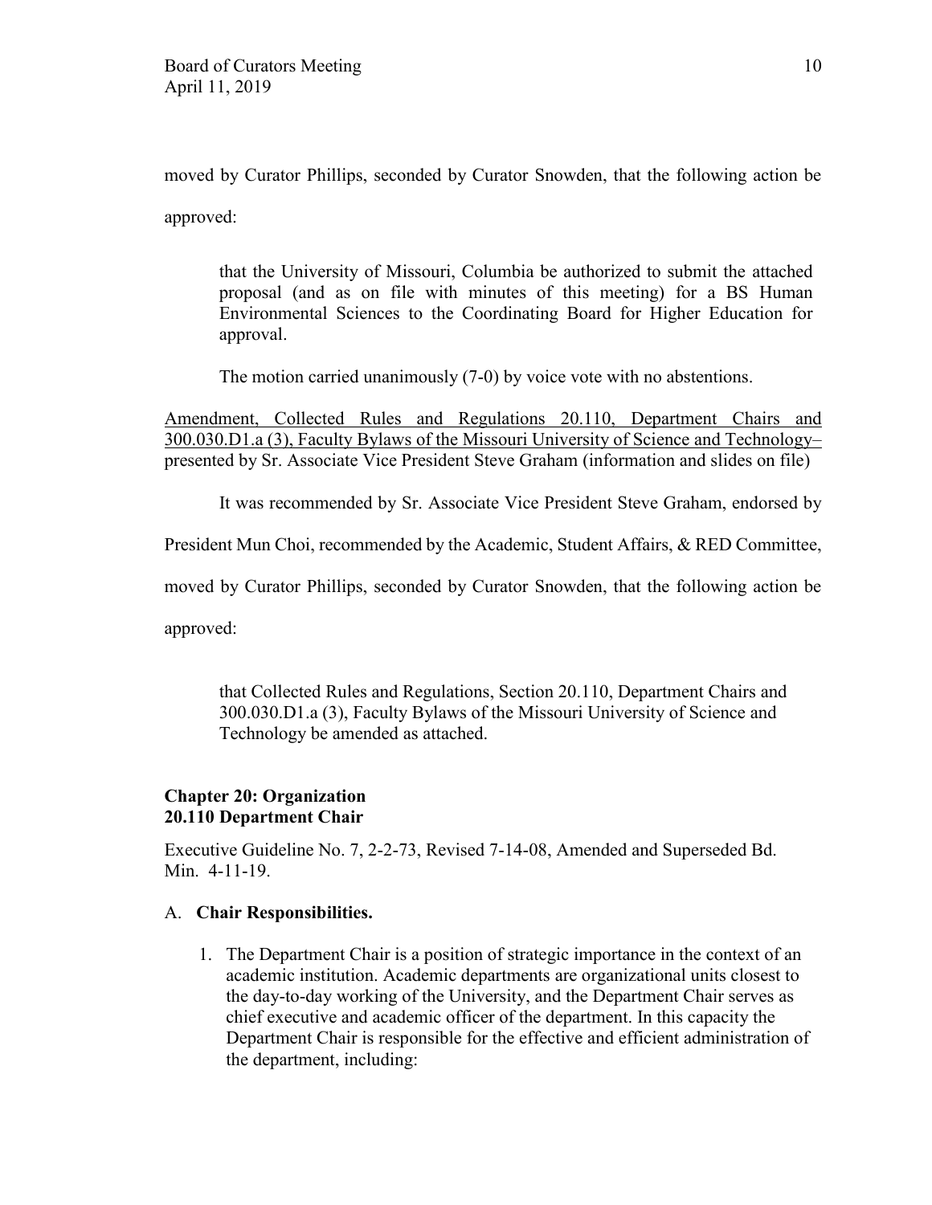moved by Curator Phillips, seconded by Curator Snowden, that the following action be approved:

> that the University of Missouri, Columbia be authorized to submit the attached proposal (and as on file with minutes of this meeting) for a BS Human Environmental Sciences to the Coordinating Board for Higher Education for approval.
>
> The motion carried unanimously (7-0) by voice vote with no abstentions.

<u>Amendment, Collected Rules and Regulations 20.110, Department Chairs and 300.030.D1.a (3), Faculty Bylaws of the Missouri University of Science and Technology–</u> presented by Sr. Associate Vice President Steve Graham (information and slides on file)

It was recommended by Sr. Associate Vice President Steve Graham, endorsed by President Mun Choi, recommended by the Academic, Student Affairs, & RED Committee, moved by Curator Phillips, seconded by Curator Snowden, that the following action be approved:

> that Collected Rules and Regulations, Section 20.110, Department Chairs and 300.030.D1.a (3), Faculty Bylaws of the Missouri University of Science and Technology be amended as attached.

**Chapter 20: Organization**
**20.110 Department Chair**

Executive Guideline No. 7, 2-2-73, Revised 7-14-08, Amended and Superseded Bd. Min. 4-11-19.

A. **Chair Responsibilities.**

1. The Department Chair is a position of strategic importance in the context of an academic institution. Academic departments are organizational units closest to the day-to-day working of the University, and the Department Chair serves as chief executive and academic officer of the department. In this capacity the Department Chair is responsible for the effective and efficient administration of the department, including: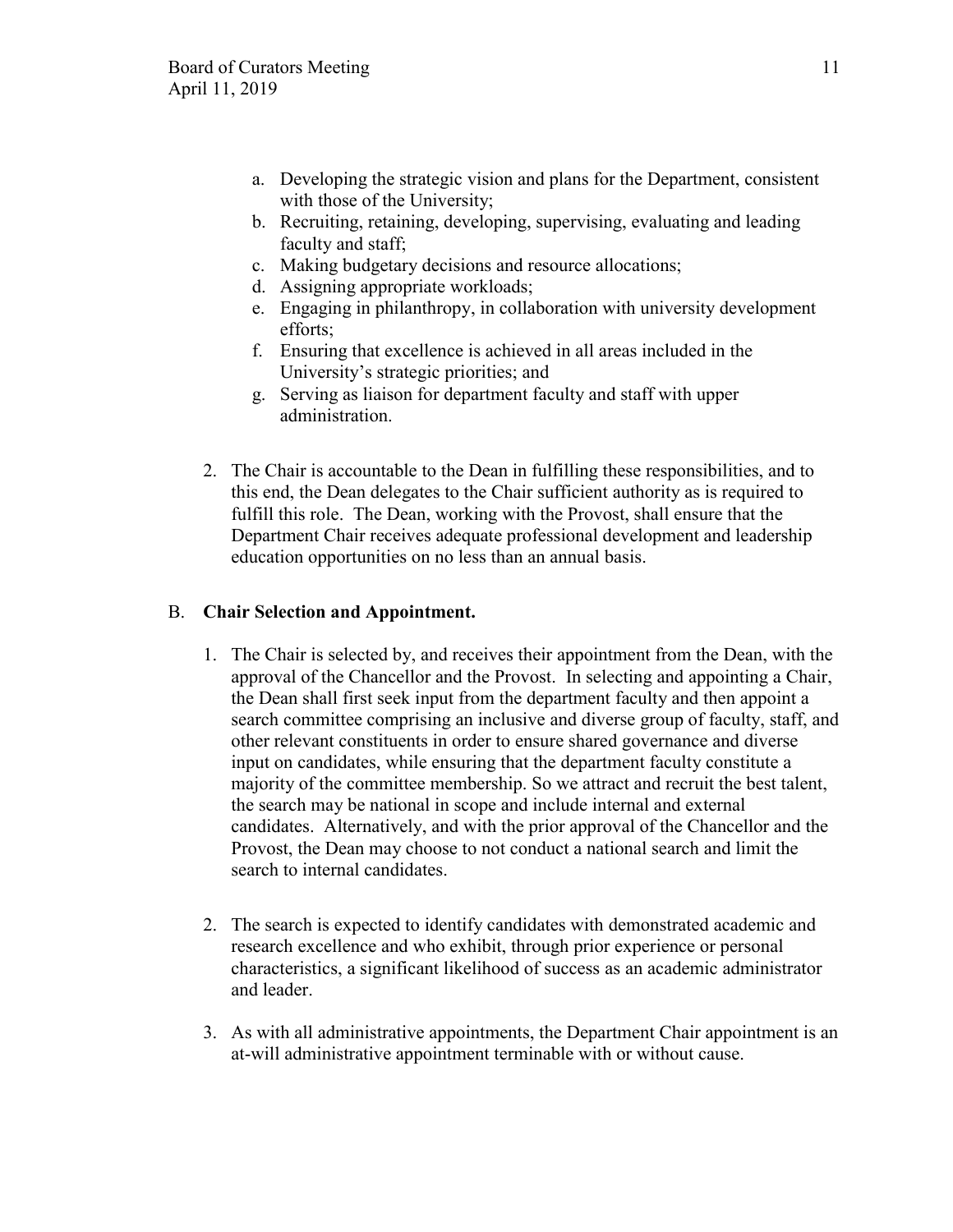a. Developing the strategic vision and plans for the Department, consistent with those of the University;
b. Recruiting, retaining, developing, supervising, evaluating and leading faculty and staff;
c. Making budgetary decisions and resource allocations;
d. Assigning appropriate workloads;
e. Engaging in philanthropy, in collaboration with university development efforts;
f. Ensuring that excellence is achieved in all areas included in the University's strategic priorities; and
g. Serving as liaison for department faculty and staff with upper administration.

2. The Chair is accountable to the Dean in fulfilling these responsibilities, and to this end, the Dean delegates to the Chair sufficient authority as is required to fulfill this role. The Dean, working with the Provost, shall ensure that the Department Chair receives adequate professional development and leadership education opportunities on no less than an annual basis.

B. **Chair Selection and Appointment.**

1. The Chair is selected by, and receives their appointment from the Dean, with the approval of the Chancellor and the Provost. In selecting and appointing a Chair, the Dean shall first seek input from the department faculty and then appoint a search committee comprising an inclusive and diverse group of faculty, staff, and other relevant constituents in order to ensure shared governance and diverse input on candidates, while ensuring that the department faculty constitute a majority of the committee membership. So we attract and recruit the best talent, the search may be national in scope and include internal and external candidates. Alternatively, and with the prior approval of the Chancellor and the Provost, the Dean may choose to not conduct a national search and limit the search to internal candidates.

2. The search is expected to identify candidates with demonstrated academic and research excellence and who exhibit, through prior experience or personal characteristics, a significant likelihood of success as an academic administrator and leader.

3. As with all administrative appointments, the Department Chair appointment is an at-will administrative appointment terminable with or without cause.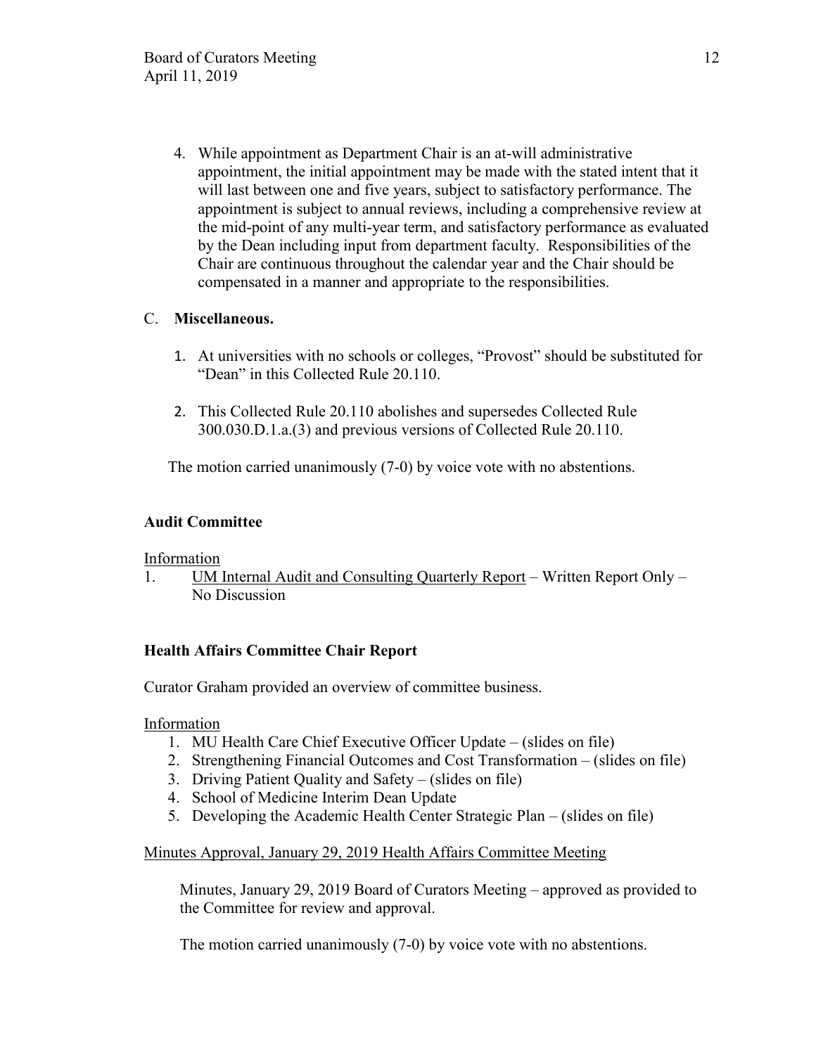4. While appointment as Department Chair is an at-will administrative appointment, the initial appointment may be made with the stated intent that it will last between one and five years, subject to satisfactory performance. The appointment is subject to annual reviews, including a comprehensive review at the mid-point of any multi-year term, and satisfactory performance as evaluated by the Dean including input from department faculty. Responsibilities of the Chair are continuous throughout the calendar year and the Chair should be compensated in a manner and appropriate to the responsibilities.

C. **Miscellaneous.**

1. At universities with no schools or colleges, "Provost" should be substituted for "Dean" in this Collected Rule 20.110.

2. This Collected Rule 20.110 abolishes and supersedes Collected Rule 300.030.D.1.a.(3) and previous versions of Collected Rule 20.110.

The motion carried unanimously (7-0) by voice vote with no abstentions.

**Audit Committee**

Information

1. UM Internal Audit and Consulting Quarterly Report – Written Report Only – No Discussion

**Health Affairs Committee Chair Report**

Curator Graham provided an overview of committee business.

Information

1. MU Health Care Chief Executive Officer Update – (slides on file)
2. Strengthening Financial Outcomes and Cost Transformation – (slides on file)
3. Driving Patient Quality and Safety – (slides on file)
4. School of Medicine Interim Dean Update
5. Developing the Academic Health Center Strategic Plan – (slides on file)

Minutes Approval, January 29, 2019 Health Affairs Committee Meeting

Minutes, January 29, 2019 Board of Curators Meeting – approved as provided to the Committee for review and approval.

The motion carried unanimously (7-0) by voice vote with no abstentions.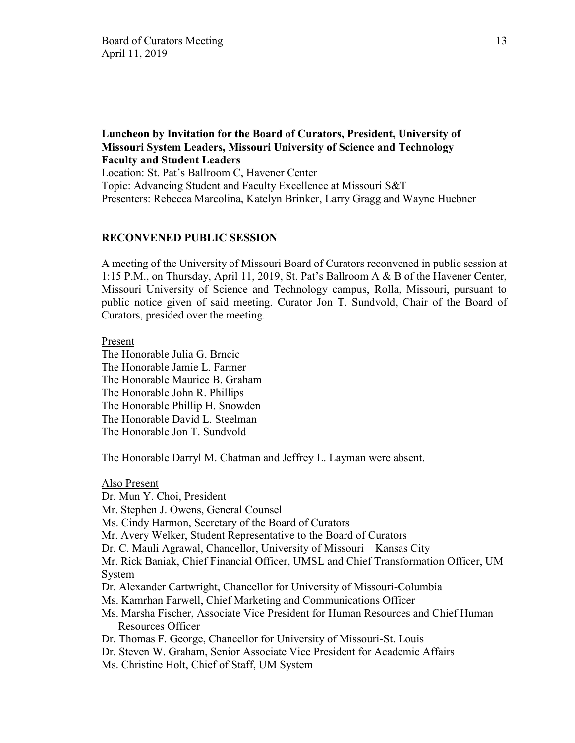**Luncheon by Invitation for the Board of Curators, President, University of Missouri System Leaders, Missouri University of Science and Technology Faculty and Student Leaders**

Location: St. Pat's Ballroom C, Havener Center
Topic: Advancing Student and Faculty Excellence at Missouri S&T
Presenters: Rebecca Marcolina, Katelyn Brinker, Larry Gragg and Wayne Huebner

## RECONVENED PUBLIC SESSION

A meeting of the University of Missouri Board of Curators reconvened in public session at 1:15 P.M., on Thursday, April 11, 2019, St. Pat's Ballroom A & B of the Havener Center, Missouri University of Science and Technology campus, Rolla, Missouri, pursuant to public notice given of said meeting. Curator Jon T. Sundvold, Chair of the Board of Curators, presided over the meeting.

Present

The Honorable Julia G. Brncic
The Honorable Jamie L. Farmer
The Honorable Maurice B. Graham
The Honorable John R. Phillips
The Honorable Phillip H. Snowden
The Honorable David L. Steelman
The Honorable Jon T. Sundvold

The Honorable Darryl M. Chatman and Jeffrey L. Layman were absent.

Also Present

Dr. Mun Y. Choi, President
Mr. Stephen J. Owens, General Counsel
Ms. Cindy Harmon, Secretary of the Board of Curators
Mr. Avery Welker, Student Representative to the Board of Curators
Dr. C. Mauli Agrawal, Chancellor, University of Missouri – Kansas City
Mr. Rick Baniak, Chief Financial Officer, UMSL and Chief Transformation Officer, UM System
Dr. Alexander Cartwright, Chancellor for University of Missouri-Columbia
Ms. Kamrhan Farwell, Chief Marketing and Communications Officer
Ms. Marsha Fischer, Associate Vice President for Human Resources and Chief Human Resources Officer
Dr. Thomas F. George, Chancellor for University of Missouri-St. Louis
Dr. Steven W. Graham, Senior Associate Vice President for Academic Affairs
Ms. Christine Holt, Chief of Staff, UM System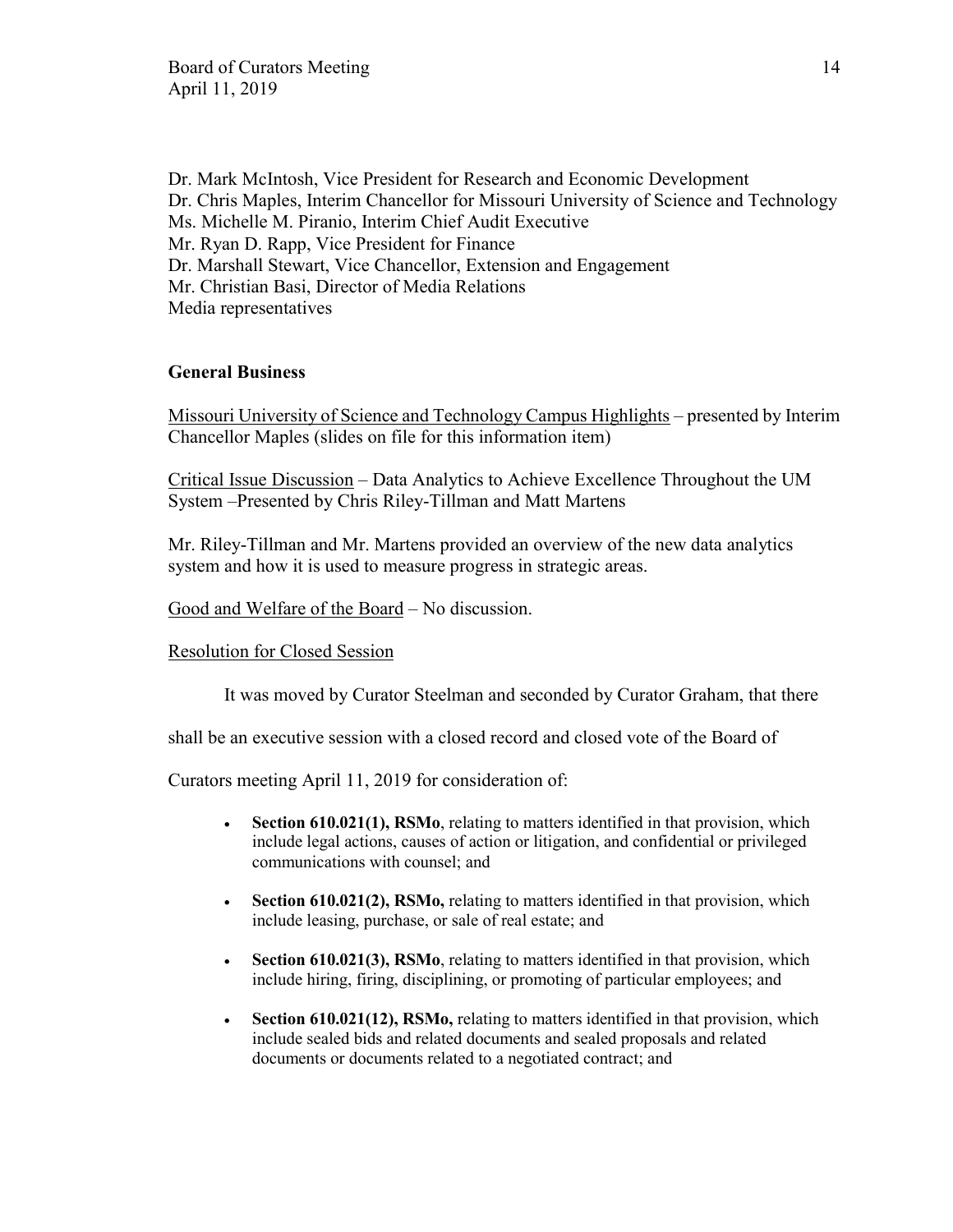Dr. Mark McIntosh, Vice President for Research and Economic Development
Dr. Chris Maples, Interim Chancellor for Missouri University of Science and Technology
Ms. Michelle M. Piranio, Interim Chief Audit Executive
Mr. Ryan D. Rapp, Vice President for Finance
Dr. Marshall Stewart, Vice Chancellor, Extension and Engagement
Mr. Christian Basi, Director of Media Relations
Media representatives

**General Business**

Missouri University of Science and Technology Campus Highlights – presented by Interim Chancellor Maples (slides on file for this information item)

Critical Issue Discussion – Data Analytics to Achieve Excellence Throughout the UM System –Presented by Chris Riley-Tillman and Matt Martens

Mr. Riley-Tillman and Mr. Martens provided an overview of the new data analytics system and how it is used to measure progress in strategic areas.

Good and Welfare of the Board – No discussion.

Resolution for Closed Session

It was moved by Curator Steelman and seconded by Curator Graham, that there shall be an executive session with a closed record and closed vote of the Board of Curators meeting April 11, 2019 for consideration of:

- **Section 610.021(1), RSMo**, relating to matters identified in that provision, which include legal actions, causes of action or litigation, and confidential or privileged communications with counsel; and
- **Section 610.021(2), RSMo,** relating to matters identified in that provision, which include leasing, purchase, or sale of real estate; and
- **Section 610.021(3), RSMo**, relating to matters identified in that provision, which include hiring, firing, disciplining, or promoting of particular employees; and
- **Section 610.021(12), RSMo,** relating to matters identified in that provision, which include sealed bids and related documents and sealed proposals and related documents or documents related to a negotiated contract; and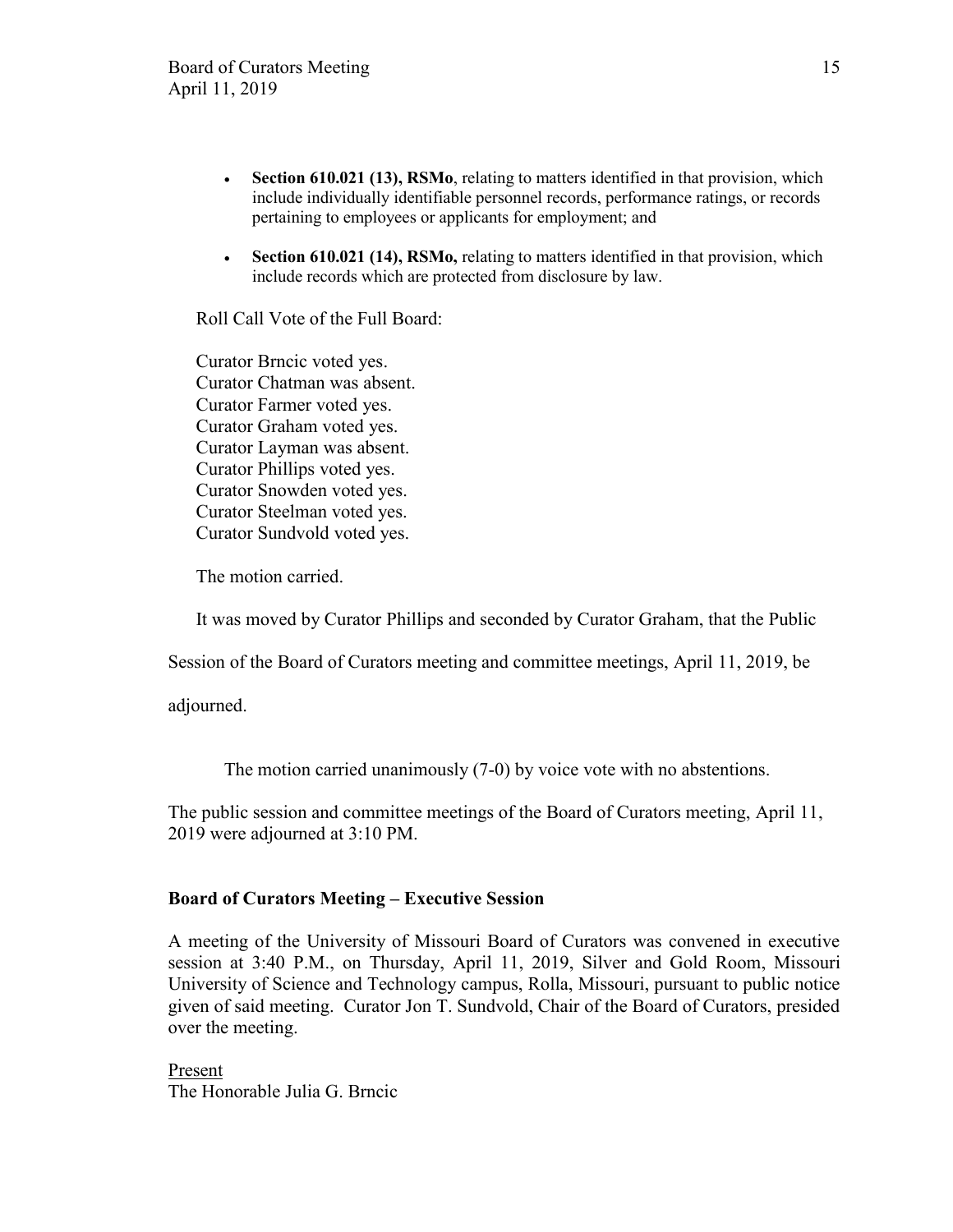- **Section 610.021 (13), RSMo**, relating to matters identified in that provision, which include individually identifiable personnel records, performance ratings, or records pertaining to employees or applicants for employment; and
- **Section 610.021 (14), RSMo,** relating to matters identified in that provision, which include records which are protected from disclosure by law.

Roll Call Vote of the Full Board:

Curator Brncic voted yes.
Curator Chatman was absent.
Curator Farmer voted yes.
Curator Graham voted yes.
Curator Layman was absent.
Curator Phillips voted yes.
Curator Snowden voted yes.
Curator Steelman voted yes.
Curator Sundvold voted yes.

The motion carried.

It was moved by Curator Phillips and seconded by Curator Graham, that the Public Session of the Board of Curators meeting and committee meetings, April 11, 2019, be adjourned.

The motion carried unanimously (7-0) by voice vote with no abstentions.

The public session and committee meetings of the Board of Curators meeting, April 11, 2019 were adjourned at 3:10 PM.

**Board of Curators Meeting – Executive Session**

A meeting of the University of Missouri Board of Curators was convened in executive session at 3:40 P.M., on Thursday, April 11, 2019, Silver and Gold Room, Missouri University of Science and Technology campus, Rolla, Missouri, pursuant to public notice given of said meeting. Curator Jon T. Sundvold, Chair of the Board of Curators, presided over the meeting.

Present
The Honorable Julia G. Brncic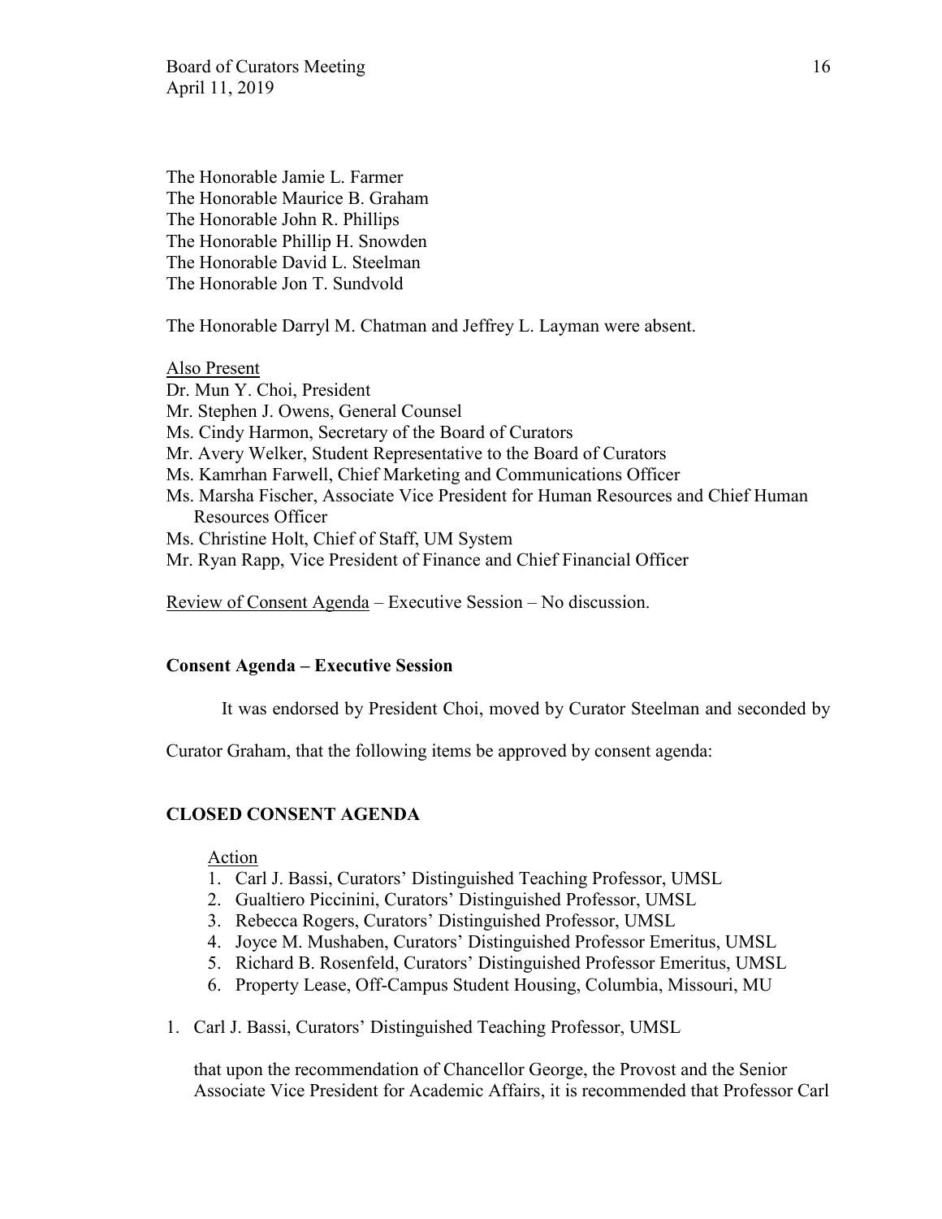The Honorable Jamie L. Farmer
The Honorable Maurice B. Graham
The Honorable John R. Phillips
The Honorable Phillip H. Snowden
The Honorable David L. Steelman
The Honorable Jon T. Sundvold

The Honorable Darryl M. Chatman and Jeffrey L. Layman were absent.

Also Present
Dr. Mun Y. Choi, President
Mr. Stephen J. Owens, General Counsel
Ms. Cindy Harmon, Secretary of the Board of Curators
Mr. Avery Welker, Student Representative to the Board of Curators
Ms. Kamrhan Farwell, Chief Marketing and Communications Officer
Ms. Marsha Fischer, Associate Vice President for Human Resources and Chief Human Resources Officer
Ms. Christine Holt, Chief of Staff, UM System
Mr. Ryan Rapp, Vice President of Finance and Chief Financial Officer

Review of Consent Agenda – Executive Session – No discussion.

**Consent Agenda – Executive Session**

It was endorsed by President Choi, moved by Curator Steelman and seconded by Curator Graham, that the following items be approved by consent agenda:

**CLOSED CONSENT AGENDA**

Action

1. Carl J. Bassi, Curators' Distinguished Teaching Professor, UMSL
2. Gualtiero Piccinini, Curators' Distinguished Professor, UMSL
3. Rebecca Rogers, Curators' Distinguished Professor, UMSL
4. Joyce M. Mushaben, Curators' Distinguished Professor Emeritus, UMSL
5. Richard B. Rosenfeld, Curators' Distinguished Professor Emeritus, UMSL
6. Property Lease, Off-Campus Student Housing, Columbia, Missouri, MU

1. Carl J. Bassi, Curators' Distinguished Teaching Professor, UMSL

that upon the recommendation of Chancellor George, the Provost and the Senior Associate Vice President for Academic Affairs, it is recommended that Professor Carl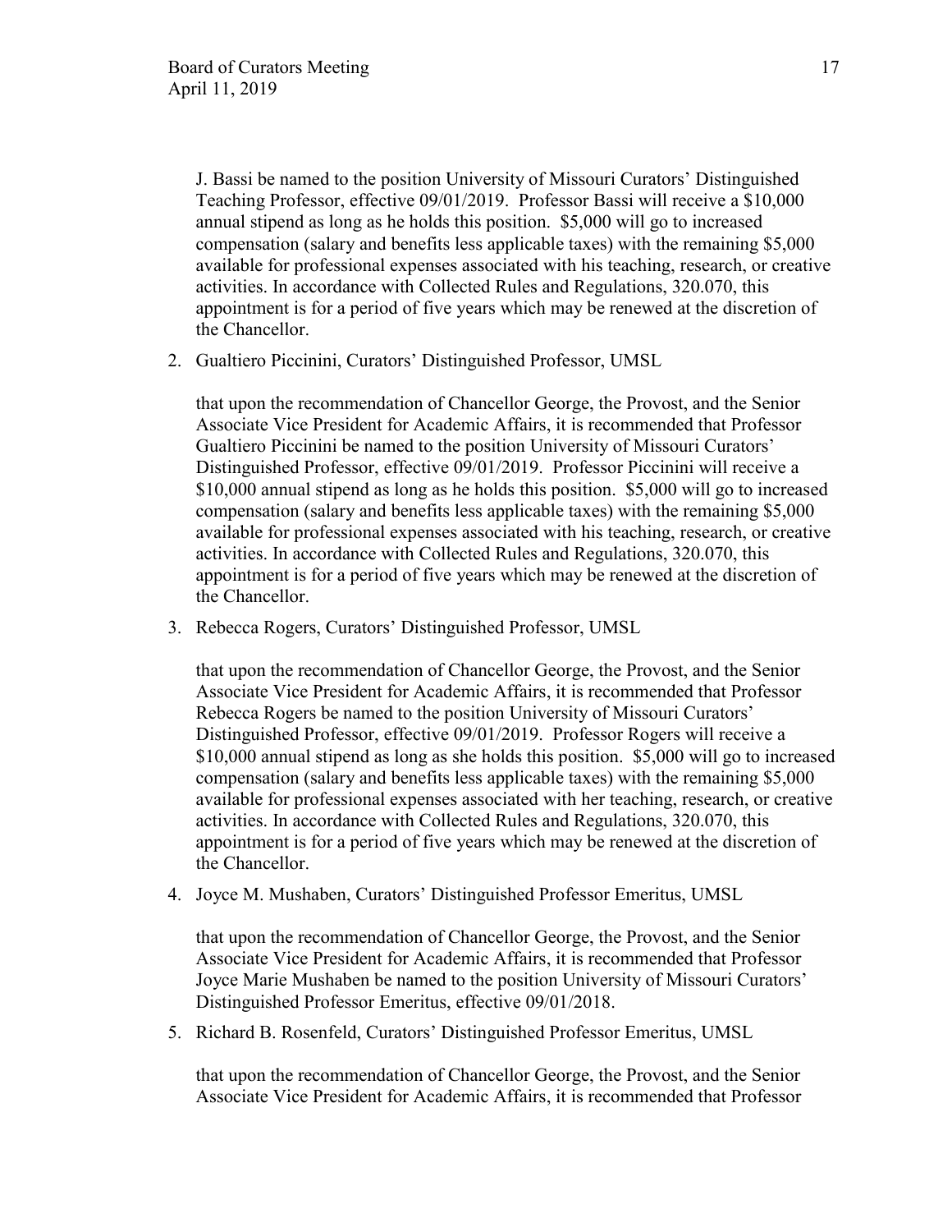J. Bassi be named to the position University of Missouri Curators' Distinguished Teaching Professor, effective 09/01/2019. Professor Bassi will receive a $10,000 annual stipend as long as he holds this position. $5,000 will go to increased compensation (salary and benefits less applicable taxes) with the remaining $5,000 available for professional expenses associated with his teaching, research, or creative activities. In accordance with Collected Rules and Regulations, 320.070, this appointment is for a period of five years which may be renewed at the discretion of the Chancellor.

2. Gualtiero Piccinini, Curators' Distinguished Professor, UMSL

   that upon the recommendation of Chancellor George, the Provost, and the Senior Associate Vice President for Academic Affairs, it is recommended that Professor Gualtiero Piccinini be named to the position University of Missouri Curators' Distinguished Professor, effective 09/01/2019. Professor Piccinini will receive a $10,000 annual stipend as long as he holds this position. $5,000 will go to increased compensation (salary and benefits less applicable taxes) with the remaining $5,000 available for professional expenses associated with his teaching, research, or creative activities. In accordance with Collected Rules and Regulations, 320.070, this appointment is for a period of five years which may be renewed at the discretion of the Chancellor.

3. Rebecca Rogers, Curators' Distinguished Professor, UMSL

   that upon the recommendation of Chancellor George, the Provost, and the Senior Associate Vice President for Academic Affairs, it is recommended that Professor Rebecca Rogers be named to the position University of Missouri Curators' Distinguished Professor, effective 09/01/2019. Professor Rogers will receive a $10,000 annual stipend as long as she holds this position. $5,000 will go to increased compensation (salary and benefits less applicable taxes) with the remaining $5,000 available for professional expenses associated with her teaching, research, or creative activities. In accordance with Collected Rules and Regulations, 320.070, this appointment is for a period of five years which may be renewed at the discretion of the Chancellor.

4. Joyce M. Mushaben, Curators' Distinguished Professor Emeritus, UMSL

   that upon the recommendation of Chancellor George, the Provost, and the Senior Associate Vice President for Academic Affairs, it is recommended that Professor Joyce Marie Mushaben be named to the position University of Missouri Curators' Distinguished Professor Emeritus, effective 09/01/2018.

5. Richard B. Rosenfeld, Curators' Distinguished Professor Emeritus, UMSL

   that upon the recommendation of Chancellor George, the Provost, and the Senior Associate Vice President for Academic Affairs, it is recommended that Professor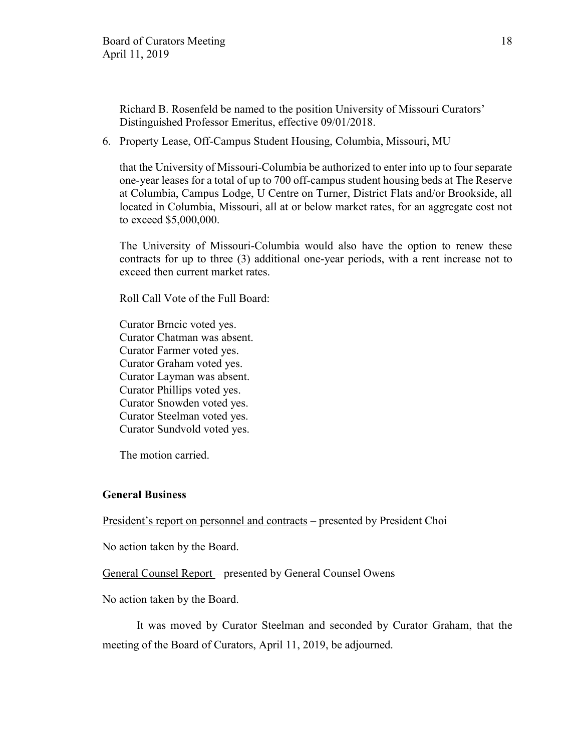Richard B. Rosenfeld be named to the position University of Missouri Curators' Distinguished Professor Emeritus, effective 09/01/2018.

6. Property Lease, Off-Campus Student Housing, Columbia, Missouri, MU

   that the University of Missouri-Columbia be authorized to enter into up to four separate one-year leases for a total of up to 700 off-campus student housing beds at The Reserve at Columbia, Campus Lodge, U Centre on Turner, District Flats and/or Brookside, all located in Columbia, Missouri, all at or below market rates, for an aggregate cost not to exceed $5,000,000.

   The University of Missouri-Columbia would also have the option to renew these contracts for up to three (3) additional one-year periods, with a rent increase not to exceed then current market rates.

   Roll Call Vote of the Full Board:

   Curator Brncic voted yes.
   Curator Chatman was absent.
   Curator Farmer voted yes.
   Curator Graham voted yes.
   Curator Layman was absent.
   Curator Phillips voted yes.
   Curator Snowden voted yes.
   Curator Steelman voted yes.
   Curator Sundvold voted yes.

   The motion carried.

**General Business**

President's report on personnel and contracts – presented by President Choi

No action taken by the Board.

General Counsel Report – presented by General Counsel Owens

No action taken by the Board.

It was moved by Curator Steelman and seconded by Curator Graham, that the meeting of the Board of Curators, April 11, 2019, be adjourned.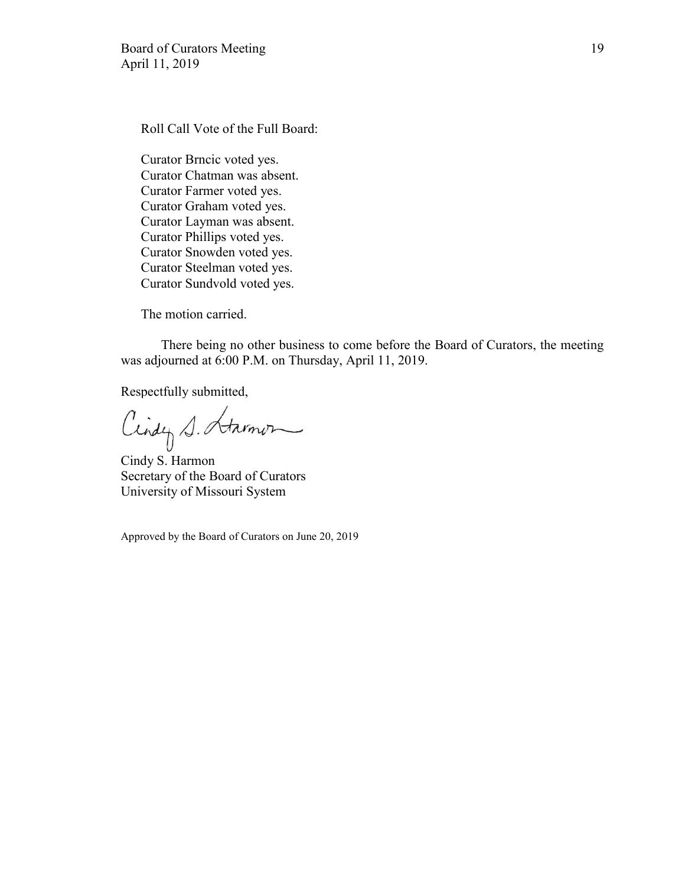Roll Call Vote of the Full Board:

Curator Brncic voted yes.
Curator Chatman was absent.
Curator Farmer voted yes.
Curator Graham voted yes.
Curator Layman was absent.
Curator Phillips voted yes.
Curator Snowden voted yes.
Curator Steelman voted yes.
Curator Sundvold voted yes.

The motion carried.

There being no other business to come before the Board of Curators, the meeting was adjourned at 6:00 P.M. on Thursday, April 11, 2019.

Respectfully submitted,

Cindy S. Harmon
Secretary of the Board of Curators
University of Missouri System

Approved by the Board of Curators on June 20, 2019